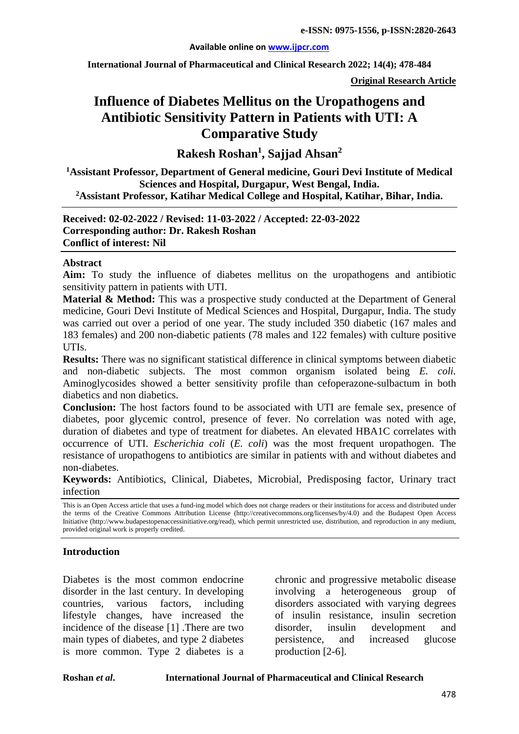e-ISSN: 0975-1556, p-ISSN:2820-2643

Available online on www.ijpcr.com

International Journal of Pharmaceutical and Clinical Research 2022; 14(4); 478-484

**Original Research Article**

# Influence of Diabetes Mellitus on the Uropathogens and Antibiotic Sensitivity Pattern in Patients with UTI: A Comparative Study

## Rakesh Roshan[1], Sajjad Ahsan[2]

**[1]Assistant Professor, Department of General medicine, Gouri Devi Institute of Medical Sciences and Hospital, Durgapur, West Bengal, India.**
**[2]Assistant Professor, Katihar Medical College and Hospital, Katihar, Bihar, India.**

**Received: 02-02-2022 / Revised: 11-03-2022 / Accepted: 22-03-2022**
**Corresponding author: Dr. Rakesh Roshan**
**Conflict of interest: Nil**

### Abstract

**Aim:** To study the influence of diabetes mellitus on the uropathogens and antibiotic sensitivity pattern in patients with UTI.

**Material & Method:** This was a prospective study conducted at the Department of General medicine, Gouri Devi Institute of Medical Sciences and Hospital, Durgapur, India. The study was carried out over a period of one year. The study included 350 diabetic (167 males and 183 females) and 200 non-diabetic patients (78 males and 122 females) with culture positive UTIs.

**Results:** There was no significant statistical difference in clinical symptoms between diabetic and non-diabetic subjects. The most common organism isolated being *E. coli.* Aminoglycosides showed a better sensitivity profile than cefoperazone-sulbactum in both diabetics and non diabetics.

**Conclusion:** The host factors found to be associated with UTI are female sex, presence of diabetes, poor glycemic control, presence of fever. No correlation was noted with age, duration of diabetes and type of treatment for diabetes. An elevated HBA1C correlates with occurrence of UTI. *Escherichia coli* (*E. coli*) was the most frequent uropathogen. The resistance of uropathogens to antibiotics are similar in patients with and without diabetes and non-diabetes.

**Keywords:** Antibiotics, Clinical, Diabetes, Microbial, Predisposing factor, Urinary tract infection

This is an Open Access article that uses a fund-ing model which does not charge readers or their institutions for access and distributed under the terms of the Creative Commons Attribution License (http://creativecommons.org/licenses/by/4.0) and the Budapest Open Access Initiative (http://www.budapestopenaccessinitiative.org/read), which permit unrestricted use, distribution, and reproduction in any medium, provided original work is properly credited.

### Introduction

Diabetes is the most common endocrine disorder in the last century. In developing countries, various factors, including lifestyle changes, have increased the incidence of the disease [1] .There are two main types of diabetes, and type 2 diabetes is more common. Type 2 diabetes is a chronic and progressive metabolic disease involving a heterogeneous group of disorders associated with varying degrees of insulin resistance, insulin secretion disorder, insulin development and persistence, and increased glucose production [2-6].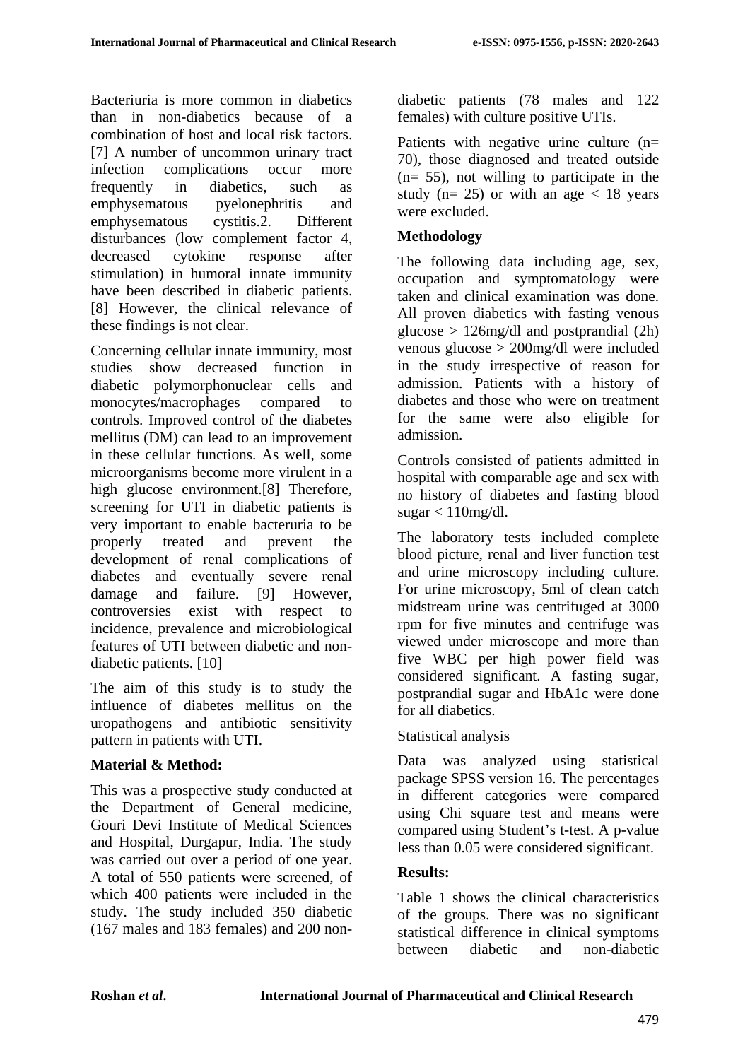Bacteriuria is more common in diabetics than in non-diabetics because of a combination of host and local risk factors.[7] A number of uncommon urinary tract infection complications occur more frequently in diabetics, such as emphysematous pyelonephritis and emphysematous cystitis.2. Different disturbances (low complement factor 4, decreased cytokine response after stimulation) in humoral innate immunity have been described in diabetic patients.[8] However, the clinical relevance of these findings is not clear.

Concerning cellular innate immunity, most studies show decreased function in diabetic polymorphonuclear cells and monocytes/macrophages compared to controls. Improved control of the diabetes mellitus (DM) can lead to an improvement in these cellular functions. As well, some microorganisms become more virulent in a high glucose environment.[8] Therefore, screening for UTI in diabetic patients is very important to enable bacteruria to be properly treated and prevent the development of renal complications of diabetes and eventually severe renal damage and failure. [9] However, controversies exist with respect to incidence, prevalence and microbiological features of UTI between diabetic and non-diabetic patients. [10]

The aim of this study is to study the influence of diabetes mellitus on the uropathogens and antibiotic sensitivity pattern in patients with UTI.

**Material & Method:**

This was a prospective study conducted at the Department of General medicine, Gouri Devi Institute of Medical Sciences and Hospital, Durgapur, India. The study was carried out over a period of one year. A total of 550 patients were screened, of which 400 patients were included in the study. The study included 350 diabetic (167 males and 183 females) and 200 non-diabetic patients (78 males and 122 females) with culture positive UTIs.

Patients with negative urine culture (n= 70), those diagnosed and treated outside (n= 55), not willing to participate in the study (n= 25) or with an age < 18 years were excluded.

**Methodology**

The following data including age, sex, occupation and symptomatology were taken and clinical examination was done. All proven diabetics with fasting venous glucose > 126mg/dl and postprandial (2h) venous glucose > 200mg/dl were included in the study irrespective of reason for admission. Patients with a history of diabetes and those who were on treatment for the same were also eligible for admission.

Controls consisted of patients admitted in hospital with comparable age and sex with no history of diabetes and fasting blood sugar < 110mg/dl.

The laboratory tests included complete blood picture, renal and liver function test and urine microscopy including culture. For urine microscopy, 5ml of clean catch midstream urine was centrifuged at 3000 rpm for five minutes and centrifuge was viewed under microscope and more than five WBC per high power field was considered significant. A fasting sugar, postprandial sugar and HbA1c were done for all diabetics.

Statistical analysis

Data was analyzed using statistical package SPSS version 16. The percentages in different categories were compared using Chi square test and means were compared using Student's t-test. A p-value less than 0.05 were considered significant.

**Results:**

Table 1 shows the clinical characteristics of the groups. There was no significant statistical difference in clinical symptoms between diabetic and non-diabetic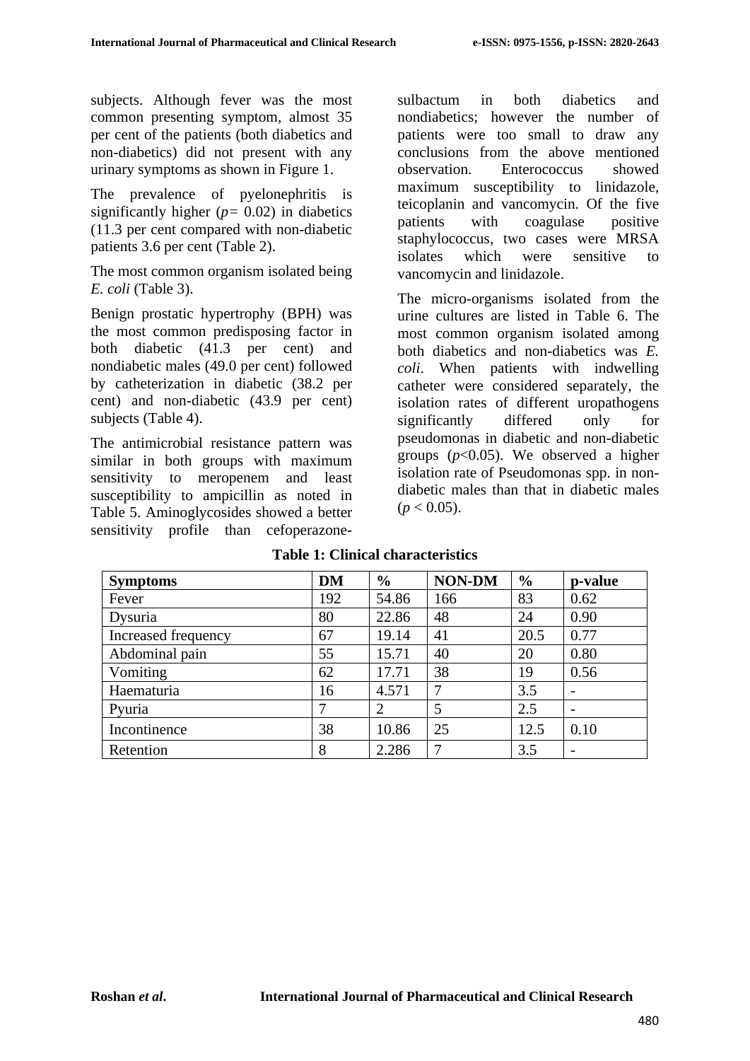subjects. Although fever was the most common presenting symptom, almost 35 per cent of the patients (both diabetics and non-diabetics) did not present with any urinary symptoms as shown in Figure 1.

The prevalence of pyelonephritis is significantly higher ($p = 0.02$) in diabetics (11.3 per cent compared with non-diabetic patients 3.6 per cent (Table 2).

The most common organism isolated being *E. coli* (Table 3).

Benign prostatic hypertrophy (BPH) was the most common predisposing factor in both diabetic (41.3 per cent) and nondiabetic males (49.0 per cent) followed by catheterization in diabetic (38.2 per cent) and non-diabetic (43.9 per cent) subjects (Table 4).

The antimicrobial resistance pattern was similar in both groups with maximum sensitivity to meropenem and least susceptibility to ampicillin as noted in Table 5. Aminoglycosides showed a better sensitivity profile than cefoperazone-sulbactum in both diabetics and nondiabetics; however the number of patients were too small to draw any conclusions from the above mentioned observation. Enterococcus showed maximum susceptibility to linidazole, teicoplanin and vancomycin. Of the five patients with coagulase positive staphylococcus, two cases were MRSA isolates which were sensitive to vancomycin and linidazole.

The micro-organisms isolated from the urine cultures are listed in Table 6. The most common organism isolated among both diabetics and non-diabetics was *E. coli*. When patients with indwelling catheter were considered separately, the isolation rates of different uropathogens significantly differed only for pseudomonas in diabetic and non-diabetic groups ($p<0.05$). We observed a higher isolation rate of Pseudomonas spp. in non-diabetic males than that in diabetic males ($p < 0.05$).

**Table 1: Clinical characteristics**

| Symptoms | DM | % | NON-DM | % | p-value |
|---|---|---|---|---|---|
| Fever | 192 | 54.86 | 166 | 83 | 0.62 |
| Dysuria | 80 | 22.86 | 48 | 24 | 0.90 |
| Increased frequency | 67 | 19.14 | 41 | 20.5 | 0.77 |
| Abdominal pain | 55 | 15.71 | 40 | 20 | 0.80 |
| Vomiting | 62 | 17.71 | 38 | 19 | 0.56 |
| Haematuria | 16 | 4.571 | 7 | 3.5 | - |
| Pyuria | 7 | 2 | 5 | 2.5 | - |
| Incontinence | 38 | 10.86 | 25 | 12.5 | 0.10 |
| Retention | 8 | 2.286 | 7 | 3.5 | - |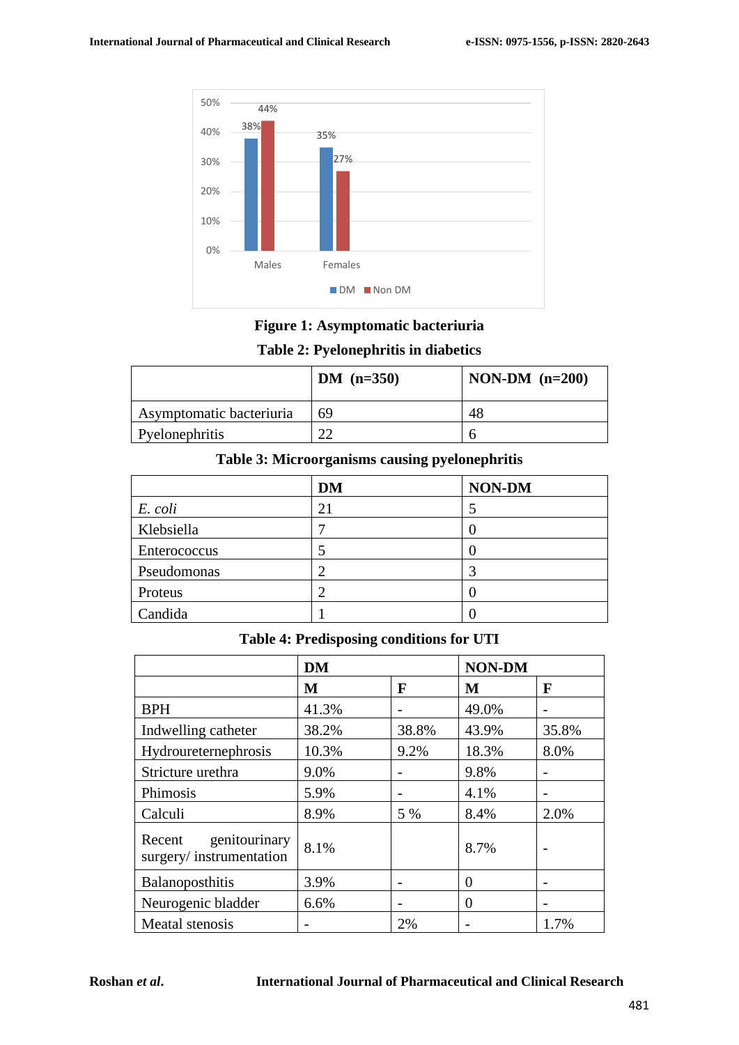**Figure 1: Asymptomatic bacteriuria**

**Table 2: Pyelonephritis in diabetics**

| | DM (n=350) | NON-DM (n=200) |
|---|---|---|
| Asymptomatic bacteriuria | 69 | 48 |
| Pyelonephritis | 22 | 6 |

**Table 3: Microorganisms causing pyelonephritis**

| | DM | NON-DM |
|---|---|---|
| *E. coli* | 21 | 5 |
| Klebsiella | 7 | 0 |
| Enterococcus | 5 | 0 |
| Pseudomonas | 2 | 3 |
| Proteus | 2 | 0 |
| Candida | 1 | 0 |

**Table 4: Predisposing conditions for UTI**

| | DM | | NON-DM | |
|---|---|---|---|---|
| | M | F | M | F |
| BPH | 41.3% | - | 49.0% | - |
| Indwelling catheter | 38.2% | 38.8% | 43.9% | 35.8% |
| Hydroureternephrosis | 10.3% | 9.2% | 18.3% | 8.0% |
| Stricture urethra | 9.0% | - | 9.8% | - |
| Phimosis | 5.9% | - | 4.1% | - |
| Calculi | 8.9% | 5 % | 8.4% | 2.0% |
| Recent genitourinary surgery/ instrumentation | 8.1% | | 8.7% | - |
| Balanoposthitis | 3.9% | - | 0 | - |
| Neurogenic bladder | 6.6% | - | 0 | - |
| Meatal stenosis | - | 2% | - | 1.7% |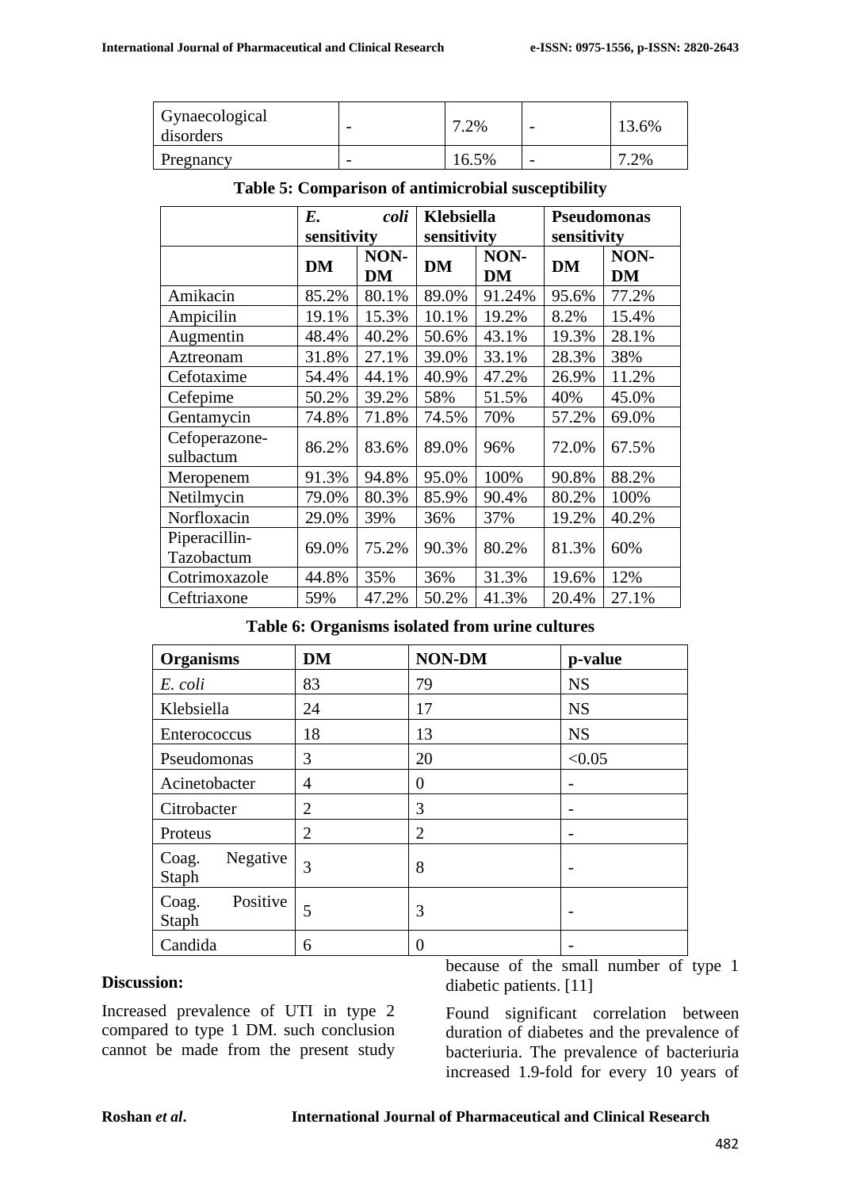| Gynaecological disorders | - | 7.2% | - | 13.6% |
|---|---|---|---|---|
| Pregnancy | - | 16.5% | - | 7.2% |

**Table 5: Comparison of antimicrobial susceptibility**

| | *E. coli* sensitivity | | Klebsiella sensitivity | | Pseudomonas sensitivity | |
|---|---|---|---|---|---|---|
| | **DM** | **NON-DM** | **DM** | **NON-DM** | **DM** | **NON-DM** |
| Amikacin | 85.2% | 80.1% | 89.0% | 91.24% | 95.6% | 77.2% |
| Ampicilin | 19.1% | 15.3% | 10.1% | 19.2% | 8.2% | 15.4% |
| Augmentin | 48.4% | 40.2% | 50.6% | 43.1% | 19.3% | 28.1% |
| Aztreonam | 31.8% | 27.1% | 39.0% | 33.1% | 28.3% | 38% |
| Cefotaxime | 54.4% | 44.1% | 40.9% | 47.2% | 26.9% | 11.2% |
| Cefepime | 50.2% | 39.2% | 58% | 51.5% | 40% | 45.0% |
| Gentamycin | 74.8% | 71.8% | 74.5% | 70% | 57.2% | 69.0% |
| Cefoperazone-sulbactum | 86.2% | 83.6% | 89.0% | 96% | 72.0% | 67.5% |
| Meropenem | 91.3% | 94.8% | 95.0% | 100% | 90.8% | 88.2% |
| Netilmycin | 79.0% | 80.3% | 85.9% | 90.4% | 80.2% | 100% |
| Norfloxacin | 29.0% | 39% | 36% | 37% | 19.2% | 40.2% |
| Piperacillin-Tazobactum | 69.0% | 75.2% | 90.3% | 80.2% | 81.3% | 60% |
| Cotrimoxazole | 44.8% | 35% | 36% | 31.3% | 19.6% | 12% |
| Ceftriaxone | 59% | 47.2% | 50.2% | 41.3% | 20.4% | 27.1% |

**Table 6: Organisms isolated from urine cultures**

| Organisms | DM | NON-DM | p-value |
|---|---|---|---|
| *E. coli* | 83 | 79 | NS |
| Klebsiella | 24 | 17 | NS |
| Enterococcus | 18 | 13 | NS |
| Pseudomonas | 3 | 20 | <0.05 |
| Acinetobacter | 4 | 0 | - |
| Citrobacter | 2 | 3 | - |
| Proteus | 2 | 2 | - |
| Coag. Negative Staph | 3 | 8 | - |
| Coag. Positive Staph | 5 | 3 | - |
| Candida | 6 | 0 | - |

## Discussion:

Increased prevalence of UTI in type 2 compared to type 1 DM. such conclusion cannot be made from the present study because of the small number of type 1 diabetic patients. [11]

Found significant correlation between duration of diabetes and the prevalence of bacteriuria. The prevalence of bacteriuria increased 1.9-fold for every 10 years of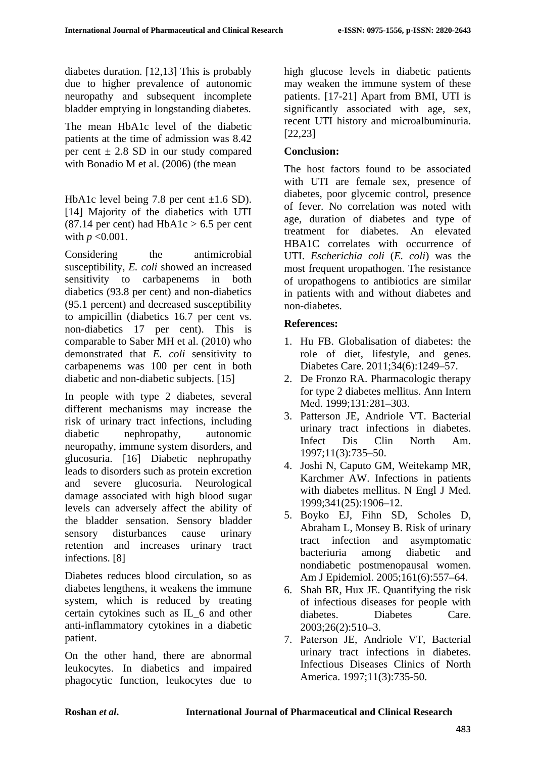diabetes duration. [12,13] This is probably due to higher prevalence of autonomic neuropathy and subsequent incomplete bladder emptying in longstanding diabetes.

The mean HbA1c level of the diabetic patients at the time of admission was 8.42 per cent ± 2.8 SD in our study compared with Bonadio M et al. (2006) (the mean

HbA1c level being 7.8 per cent ±1.6 SD). [14] Majority of the diabetics with UTI (87.14 per cent) had HbA1c > 6.5 per cent with $p < 0.001$.

Considering the antimicrobial susceptibility, *E. coli* showed an increased sensitivity to carbapenems in both diabetics (93.8 per cent) and non-diabetics (95.1 percent) and decreased susceptibility to ampicillin (diabetics 16.7 per cent vs. non-diabetics 17 per cent). This is comparable to Saber MH et al. (2010) who demonstrated that *E. coli* sensitivity to carbapenems was 100 per cent in both diabetic and non-diabetic subjects. [15]

In people with type 2 diabetes, several different mechanisms may increase the risk of urinary tract infections, including diabetic nephropathy, autonomic neuropathy, immune system disorders, and glucosuria. [16] Diabetic nephropathy leads to disorders such as protein excretion and severe glucosuria. Neurological damage associated with high blood sugar levels can adversely affect the ability of the bladder sensation. Sensory bladder sensory disturbances cause urinary retention and increases urinary tract infections. [8]

Diabetes reduces blood circulation, so as diabetes lengthens, it weakens the immune system, which is reduced by treating certain cytokines such as IL_6 and other anti-inflammatory cytokines in a diabetic patient.

On the other hand, there are abnormal leukocytes. In diabetics and impaired phagocytic function, leukocytes due to high glucose levels in diabetic patients may weaken the immune system of these patients. [17-21] Apart from BMI, UTI is significantly associated with age, sex, recent UTI history and microalbuminuria. [22,23]

## Conclusion:

The host factors found to be associated with UTI are female sex, presence of diabetes, poor glycemic control, presence of fever. No correlation was noted with age, duration of diabetes and type of treatment for diabetes. An elevated HBA1C correlates with occurrence of UTI. *Escherichia coli* (*E. coli*) was the most frequent uropathogen. The resistance of uropathogens to antibiotics are similar in patients with and without diabetes and non-diabetes.

## References:

1. Hu FB. Globalisation of diabetes: the role of diet, lifestyle, and genes. Diabetes Care. 2011;34(6):1249–57.
2. De Fronzo RA. Pharmacologic therapy for type 2 diabetes mellitus. Ann Intern Med. 1999;131:281–303.
3. Patterson JE, Andriole VT. Bacterial urinary tract infections in diabetes. Infect Dis Clin North Am. 1997;11(3):735–50.
4. Joshi N, Caputo GM, Weitekamp MR, Karchmer AW. Infections in patients with diabetes mellitus. N Engl J Med. 1999;341(25):1906–12.
5. Boyko EJ, Fihn SD, Scholes D, Abraham L, Monsey B. Risk of urinary tract infection and asymptomatic bacteriuria among diabetic and nondiabetic postmenopausal women. Am J Epidemiol. 2005;161(6):557–64.
6. Shah BR, Hux JE. Quantifying the risk of infectious diseases for people with diabetes. Diabetes Care. 2003;26(2):510–3.
7. Paterson JE, Andriole VT, Bacterial urinary tract infections in diabetes. Infectious Diseases Clinics of North America. 1997;11(3):735-50.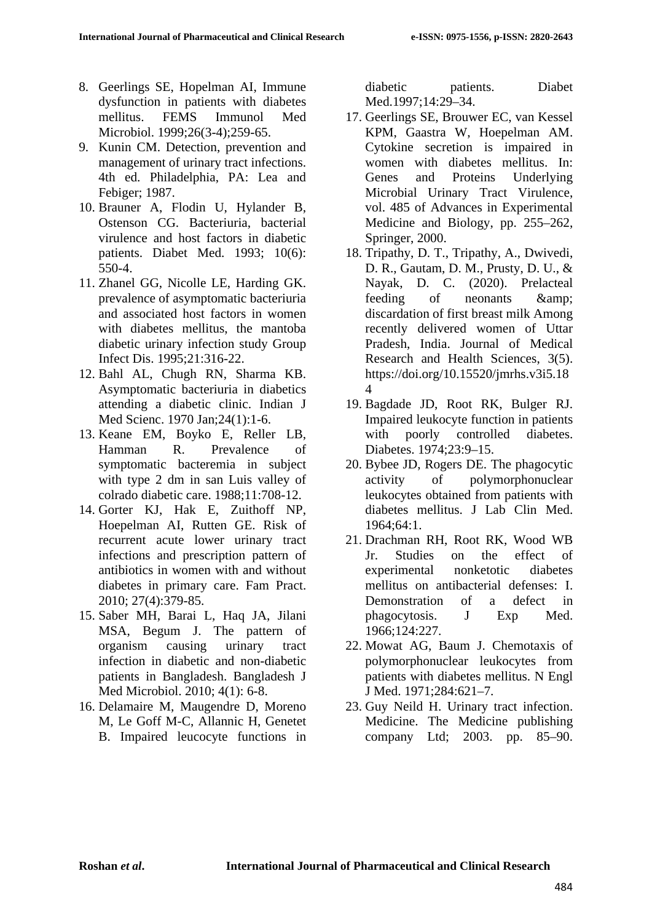8. Geerlings SE, Hopelman AI, Immune dysfunction in patients with diabetes mellitus. FEMS Immunol Med Microbiol. 1999;26(3-4);259-65.
9. Kunin CM. Detection, prevention and management of urinary tract infections. 4th ed. Philadelphia, PA: Lea and Febiger; 1987.
10. Brauner A, Flodin U, Hylander B, Ostenson CG. Bacteriuria, bacterial virulence and host factors in diabetic patients. Diabet Med. 1993; 10(6): 550-4.
11. Zhanel GG, Nicolle LE, Harding GK. prevalence of asymptomatic bacteriuria and associated host factors in women with diabetes mellitus, the mantoba diabetic urinary infection study Group Infect Dis. 1995;21:316-22.
12. Bahl AL, Chugh RN, Sharma KB. Asymptomatic bacteriuria in diabetics attending a diabetic clinic. Indian J Med Scienc. 1970 Jan;24(1):1-6.
13. Keane EM, Boyko E, Reller LB, Hamman R. Prevalence of symptomatic bacteremia in subject with type 2 dm in san Luis valley of colrado diabetic care. 1988;11:708-12.
14. Gorter KJ, Hak E, Zuithoff NP, Hoepelman AI, Rutten GE. Risk of recurrent acute lower urinary tract infections and prescription pattern of antibiotics in women with and without diabetes in primary care. Fam Pract. 2010; 27(4):379-85.
15. Saber MH, Barai L, Haq JA, Jilani MSA, Begum J. The pattern of organism causing urinary tract infection in diabetic and non-diabetic patients in Bangladesh. Bangladesh J Med Microbiol. 2010; 4(1): 6-8.
16. Delamaire M, Maugendre D, Moreno M, Le Goff M-C, Allannic H, Genetet B. Impaired leucocyte functions in diabetic patients. Diabet Med.1997;14:29–34.
17. Geerlings SE, Brouwer EC, van Kessel KPM, Gaastra W, Hoepelman AM. Cytokine secretion is impaired in women with diabetes mellitus. In: Genes and Proteins Underlying Microbial Urinary Tract Virulence, vol. 485 of Advances in Experimental Medicine and Biology, pp. 255–262, Springer, 2000.
18. Tripathy, D. T., Tripathy, A., Dwivedi, D. R., Gautam, D. M., Prusty, D. U., & Nayak, D. C. (2020). Prelacteal feeding of neonants &amp; discardation of first breast milk Among recently delivered women of Uttar Pradesh, India. Journal of Medical Research and Health Sciences, 3(5). https://doi.org/10.15520/jmrhs.v3i5.184
19. Bagdade JD, Root RK, Bulger RJ. Impaired leukocyte function in patients with poorly controlled diabetes. Diabetes. 1974;23:9–15.
20. Bybee JD, Rogers DE. The phagocytic activity of polymorphonuclear leukocytes obtained from patients with diabetes mellitus. J Lab Clin Med. 1964;64:1.
21. Drachman RH, Root RK, Wood WB Jr. Studies on the effect of experimental nonketotic diabetes mellitus on antibacterial defenses: I. Demonstration of a defect in phagocytosis. J Exp Med. 1966;124:227.
22. Mowat AG, Baum J. Chemotaxis of polymorphonuclear leukocytes from patients with diabetes mellitus. N Engl J Med. 1971;284:621–7.
23. Guy Neild H. Urinary tract infection. Medicine. The Medicine publishing company Ltd; 2003. pp. 85–90.